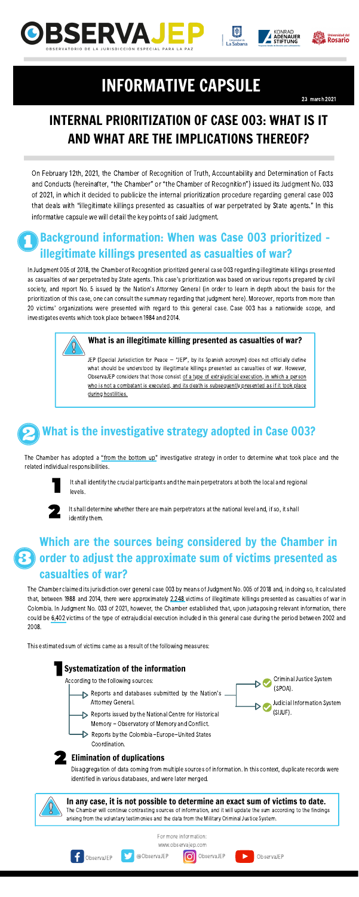# INFORMATIVE CAPSULE

23 march 2021

## INTERNAL PRIORITIZATION OF CASE 003: WHAT IS IT AND WHAT ARE THE IMPLICATIONS THEREOF?

On February 12th, 2021, the Chamber of Recognition of Truth, Accountability and Determination of Facts and Conducts (hereinafter, "the Chamber" or "the Chamber of Recognition") issued its Judgment No. 033 of 2021, in which it decided to publicize the internal prioritization procedure regarding general case 003 that deals with "illegitimate killings presented as casualties of war perpetrated by State agents." In this informative capsule we will detail the key points of said Judgment.

## 1 Background information: When was Case 003 prioritized - illegitimate killings presented as casualties of war?

In Judgment 005 of 2018, the Chamber of Recognition prioritized general case 003 regarding illegitimate killings presented as casualties of war perpetrated by State agents. This case's prioritization was based on various reports prepared by civil society, and report No. 5 issued by the Nation's Attorney General (in order to learn in depth about the basis for the prioritization of this case, one can consult the summary regarding that judgment here). Moreover, reports from more than 20 victims' organizations were presented with regard to this general case. Case 003 has a nationwide scope, and investigates events which took place between 1984 and 2014.

### What is an illegitimate killing presented as casualties of war?

JEP (Special Jurisdiction for Peace – "JEP", by its Spanish acronym) does not officially define what should be understood by illegitimate killings presented as casualties of war. However, ObservaJEP considers that those consist of a type of extrajudicial execution, in which a person who is not a combatant is executed, and its death is subsequently presented as if it took place during hostilities.

## 2 What is the investigative strategy adopted in Case 003?

The Chamber has adopted a "from the bottom up" investigative strategy in order to determine what took place and the related individual responsibilities.

1. It shall identify the crucial participants and the main perpetrators at both the local and regional levels.
2. It shall determine whether there are main perpetrators at the national level and, if so, it shall identify them.

## 3 Which are the sources being considered by the Chamber in order to adjust the approximate sum of victims presented as casualties of war?

The Chamber claimed its jurisdiction over general case 003 by means of Judgment No. 005 of 2018 and, in doing so, it calculated that, between 1988 and 2014, there were approximately 2,248 victims of illegitimate killings presented as casualties of war in Colombia. In Judgment No. 033 of 2021, however, the Chamber established that, upon juxtaposing relevant information, there could be 6,402 victims of the type of extrajudicial execution included in this general case during the period between 2002 and 2008.

This estimated sum of victims came as a result of the following measures:

### 1 Systematization of the information

According to the following sources:

- Reports and databases submitted by the Nation's Attorney General.
  - Criminal Justice System (SPOA).
  - Judicial Information System (SIJUF).
- Reports issued by the National Centre for Historical Memory – Observatory of Memory and Conflict.
- Reports by the Colombia–Europe–United States Coordination.

### 2 Elimination of duplications

Disaggregation of data coming from multiple sources of information. In this context, duplicate records were identified in various databases, and were later merged.

**In any case, it is not possible to determine an exact sum of victims to date.**
The Chamber will continue contrasting sources of information, and it will update the sum according to the findings arising from the voluntary testimonies and the data from the Military Criminal Justice System.

For more information:
www.observajep.com

ObservaJEP | @ObservaJEP | ObservaJEP | ObservaJEP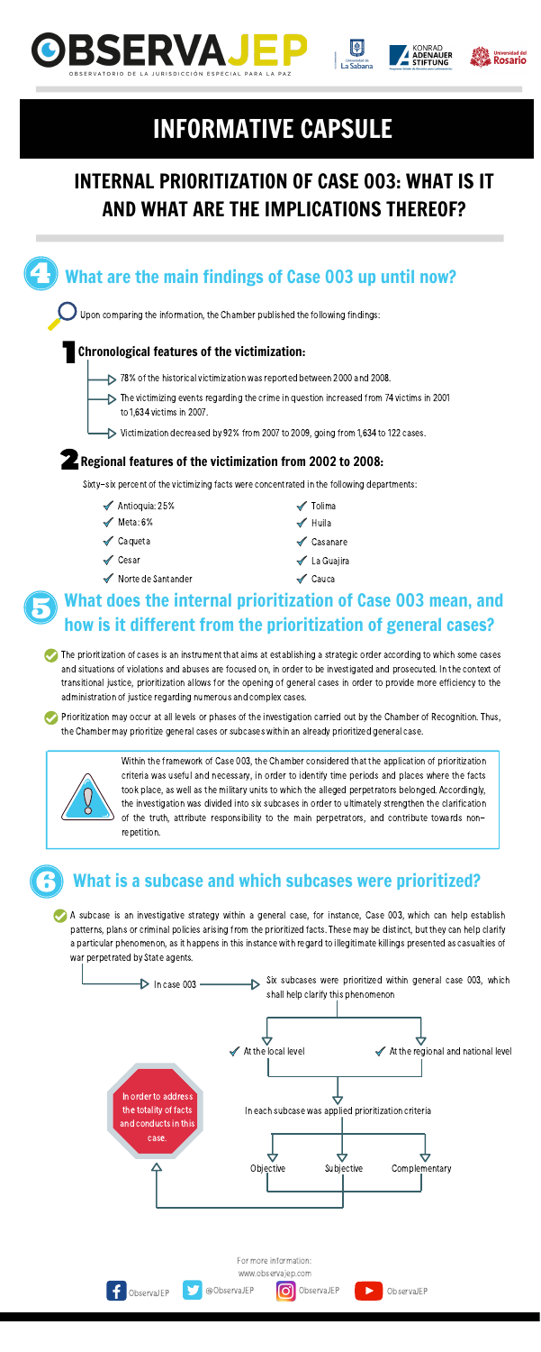# INFORMATIVE CAPSULE

## INTERNAL PRIORITIZATION OF CASE 003: WHAT IS IT AND WHAT ARE THE IMPLICATIONS THEREOF?

## 4 What are the main findings of Case 003 up until now?

Upon comparing the information, the Chamber published the following findings:

### 1 Chronological features of the victimization:

- 78% of the historical victimization was reported between 2000 and 2008.
- The victimizing events regarding the crime in question increased from 74 victims in 2001 to 1,634 victims in 2007.
- Victimization decreased by 92% from 2007 to 2009, going from 1,634 to 122 cases.

### 2 Regional features of the victimization from 2002 to 2008:

Sixty-six percent of the victimizing facts were concentrated in the following departments:

- Antioquia: 25%
- Meta: 6%
- Caqueta
- Cesar
- Norte de Santander
- Tolima
- Huila
- Casanare
- La Guajira
- Cauca

## 5 What does the internal prioritization of Case 003 mean, and how is it different from the prioritization of general cases?

The prioritization of cases is an instrument that aims at establishing a strategic order according to which some cases and situations of violations and abuses are focused on, in order to be investigated and prosecuted. In the context of transitional justice, prioritization allows for the opening of general cases in order to provide more efficiency to the administration of justice regarding numerous and complex cases.

Prioritization may occur at all levels or phases of the investigation carried out by the Chamber of Recognition. Thus, the Chamber may prioritize general cases or subcases within an already prioritized general case.

Within the framework of Case 003, the Chamber considered that the application of prioritization criteria was useful and necessary, in order to identify time periods and places where the facts took place, as well as the military units to which the alleged perpetrators belonged. Accordingly, the investigation was divided into six subcases in order to ultimately strengthen the clarification of the truth, attribute responsibility to the main perpetrators, and contribute towards non-repetition.

## 6 What is a subcase and which subcases were prioritized?

A subcase is an investigative strategy within a general case, for instance, Case 003, which can help establish patterns, plans or criminal policies arising from the prioritized facts. These may be distinct, but they can help clarify a particular phenomenon, as it happens in this instance with regard to illegitimate killings presented as casualties of war perpetrated by State agents.

In case 003 → Six subcases were prioritized within general case 003, which shall help clarify this phenomenon

- At the local level
- At the regional and national level

In each subcase was applied prioritization criteria:

- Objective
- Subjective
- Complementary

In order to address the totality of facts and conducts in this case.

For more information:
www.observajep.com

ObservaJEP | @ObservaJEP | ObservaJEP | ObservaJEP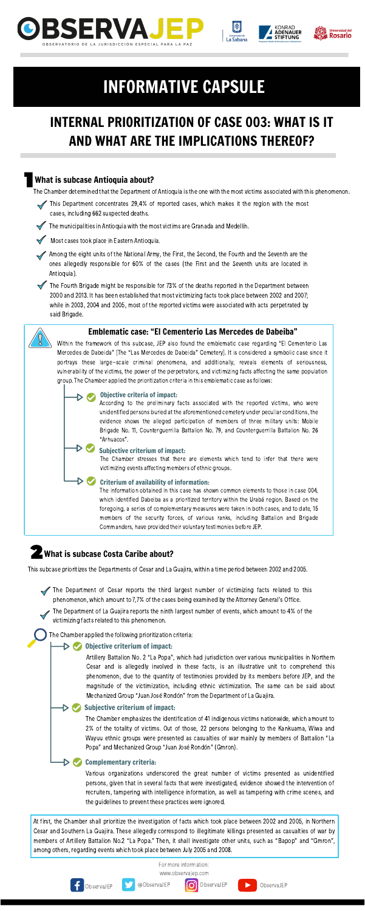# INFORMATIVE CAPSULE

## INTERNAL PRIORITIZATION OF CASE 003: WHAT IS IT AND WHAT ARE THE IMPLICATIONS THEREOF?

### 1 What is subcase Antioquia about?

The Chamber determined that the Department of Antioquia is the one with the most victims associated with this phenomenon.

- This Department concentrates 29,4% of reported cases, which makes it the region with the most cases, including 662 suspected deaths.
- The municipalities in Antioquia with the most victims are Granada and Medellín.
- Most cases took place in Eastern Antioquia.
- Among the eight units of the National Army, the First, the Second, the Fourth and the Seventh are the ones allegedly responsible for 60% of the cases (the First and the Seventh units are located in Antioquia).
- The Fourth Brigade might be responsible for 73% of the deaths reported in the Department between 2000 and 2013. It has been established that most victimizing facts took place between 2002 and 2007; while in 2003, 2004 and 2005, most of the reported victims were associated with acts perpetrated by said Brigade.

#### Emblematic case: "El Cementerio Las Mercedes de Dabeiba"

Within the framework of this subcase, JEP also found the emblematic case regarding "El Cementerio Las Mercedes de Dabeiba" [The "Las Mercedes de Dabeida" Cemetery]. It is considered a symbolic case since it portrays these large-scale criminal phenomena, and additionally, reveals elements of seriousness, vulnerability of the victims, the power of the perpetrators, and victimizing facts affecting the same population group. The Chamber applied the prioritization criteria in this emblematic case as follows:

- **Objective criteria of impact:**
  According to the preliminary facts associated with the reported victims, who were unidentified persons buried at the aforementioned cemetery under peculiar conditions, the evidence shows the alleged participation of members of three military units: Mobile Brigade No. 11, Counterguerrilla Battalion No. 79, and Counterguerrilla Battalion No. 26 "Arhuacos".
- **Subjective criterium of impact:**
  The Chamber stresses that there are elements which tend to infer that there were victimizing events affecting members of ethnic groups.
- **Criterium of availability of information:**
  The information obtained in this case has shown common elements to those in case 004, which identified Dabeiba as a prioritized territory within the Urabá region. Based on the foregoing, a series of complementary measures were taken in both cases, and to date, 15 members of the security forces, of various ranks, including Battalion and Brigade Commanders, have provided their voluntary testimonies before JEP.

### 2 What is subcase Costa Caribe about?

This subcase prioritizes the Departments of Cesar and La Guajira, within a time period between 2002 and 2005.

- The Department of Cesar reports the third largest number of victimizing facts related to this phenomenon, which amount to 7,7% of the cases being examined by the Attorney General's Office.
- The Department of La Guajira reports the ninth largest number of events, which amount to 4% of the victimizing facts related to this phenomenon.

The Chamber applied the following prioritization criteria:

- **Objective criterium of impact:**
  Artillery Battalion No. 2 "La Popa", which had jurisdiction over various municipalities in Northern Cesar and is allegedly involved in these facts, is an illustrative unit to comprehend this phenomenon, due to the quantity of testimonies provided by its members before JEP, and the magnitude of the victimization, including ethnic victimization. The same can be said about Mechanized Group "Juan José Rondón" from the Department of La Guajira.
- **Subjective criterium of impact:**
  The Chamber emphasizes the identification of 41 indigenous victims nationwide, which amount to 2% of the totality of victims. Out of those, 22 persons belonging to the Kankuama, Wiwa and Wayuu ethnic groups were presented as casualties of war mainly by members of Battalion "La Popa" and Mechanized Group "Juan José Rondón" (Gmron).
- **Complementary criteria:**
  Various organizations underscored the great number of victims presented as unidentified persons, given that in several facts that were investigated, evidence showed the intervention of recruiters, tampering with intelligence information, as well as tampering with crime scenes, and the guidelines to prevent these practices were ignored.

At first, the Chamber shall prioritize the investigation of facts which took place between 2002 and 2005, in Northern Cesar and Southern La Guajira. These allegedly correspond to illegitimate killings presented as casualties of war by members of Artillery Battalion No.2 "La Popa." Then, it shall investigate other units, such as "Bapop" and "Gmron", among others, regarding events which took place between July 2005 and 2008.

For more information:
www.observajep.com

ObservaJEP | @ObservaJEP | ObservaJEP | ObservaJEP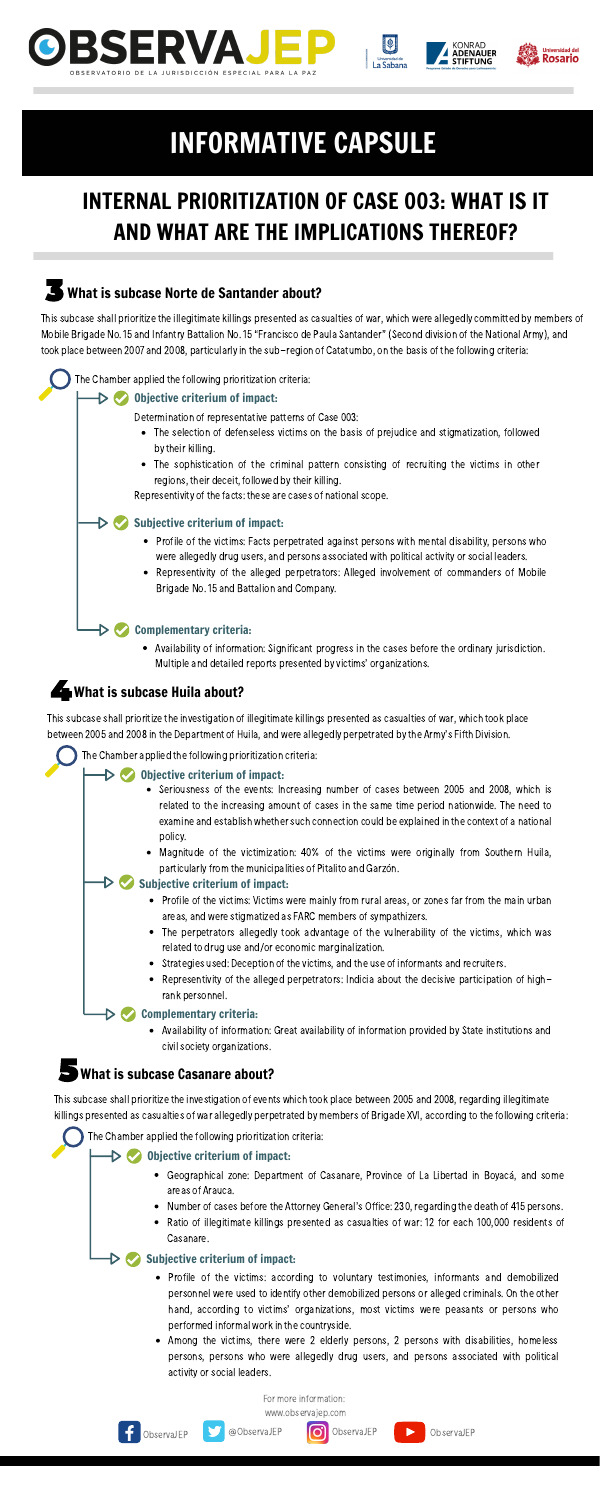# INFORMATIVE CAPSULE

## INTERNAL PRIORITIZATION OF CASE 003: WHAT IS IT AND WHAT ARE THE IMPLICATIONS THEREOF?

### 3 What is subcase Norte de Santander about?

This subcase shall prioritize the illegitimate killings presented as casualties of war, which were allegedly committed by members of Mobile Brigade No. 15 and Infantry Battalion No. 15 "Francisco de Paula Santander" (Second division of the National Army), and took place between 2007 and 2008, particularly in the sub–region of Catatumbo, on the basis of the following criteria:

The Chamber applied the following prioritization criteria:

**Objective criterium of impact:**

Determination of representative patterns of Case 003:

- The selection of defenseless victims on the basis of prejudice and stigmatization, followed by their killing.
- The sophistication of the criminal pattern consisting of recruiting the victims in other regions, their deceit, followed by their killing.

Representativity of the facts: these are cases of national scope.

**Subjective criterium of impact:**

- Profile of the victims: Facts perpetrated against persons with mental disability, persons who were allegedly drug users, and persons associated with political activity or social leaders.
- Representivity of the alleged perpetrators: Alleged involvement of commanders of Mobile Brigade No. 15 and Battalion and Company.

**Complementary criteria:**

- Availability of information: Significant progress in the cases before the ordinary jurisdiction. Multiple and detailed reports presented by victims' organizations.

### 4 What is subcase Huila about?

This subcase shall prioritize the investigation of illegitimate killings presented as casualties of war, which took place between 2005 and 2008 in the Department of Huila, and were allegedly perpetrated by the Army's Fifth Division.

The Chamber applied the following prioritization criteria:

**Objective criterium of impact:**

- Seriousness of the events: Increasing number of cases between 2005 and 2008, which is related to the increasing amount of cases in the same time period nationwide. The need to examine and establish whether such connection could be explained in the context of a national policy.
- Magnitude of the victimization: 40% of the victims were originally from Southern Huila, particularly from the municipalities of Pitalito and Garzón.

**Subjective criterium of impact:**

- Profile of the victims: Victims were mainly from rural areas, or zones far from the main urban areas, and were stigmatized as FARC members of sympathizers.
- The perpetrators allegedly took advantage of the vulnerability of the victims, which was related to drug use and/or economic marginalization.
- Strategies used: Deception of the victims, and the use of informants and recruiters.
- Representivity of the alleged perpetrators: Indicia about the decisive participation of high–rank personnel.

**Complementary criteria:**

- Availability of information: Great availability of information provided by State institutions and civil society organizations.

### 5 What is subcase Casanare about?

This subcase shall prioritize the investigation of events which took place between 2005 and 2008, regarding illegitimate killings presented as casualties of war allegedly perpetrated by members of Brigade XVI, according to the following criteria:

The Chamber applied the following prioritization criteria:

**Objective criterium of impact:**

- Geographical zone: Department of Casanare, Province of La Libertad in Boyacá, and some areas of Arauca.
- Number of cases before the Attorney General's Office: 230, regarding the death of 415 persons.
- Ratio of illegitimate killings presented as casualties of war: 12 for each 100,000 residents of Casanare.

**Subjective criterium of impact:**

- Profile of the victims: according to voluntary testimonies, informants and demobilized personnel were used to identify other demobilized persons or alleged criminals. On the other hand, according to victims' organizations, most victims were peasants or persons who performed informal work in the countryside.
- Among the victims, there were 2 elderly persons, 2 persons with disabilities, homeless persons, persons who were allegedly drug users, and persons associated with political activity or social leaders.

For more information:
www.observajep.com

ObservaJEP @ObservaJEP ObservaJEP ObservaJEP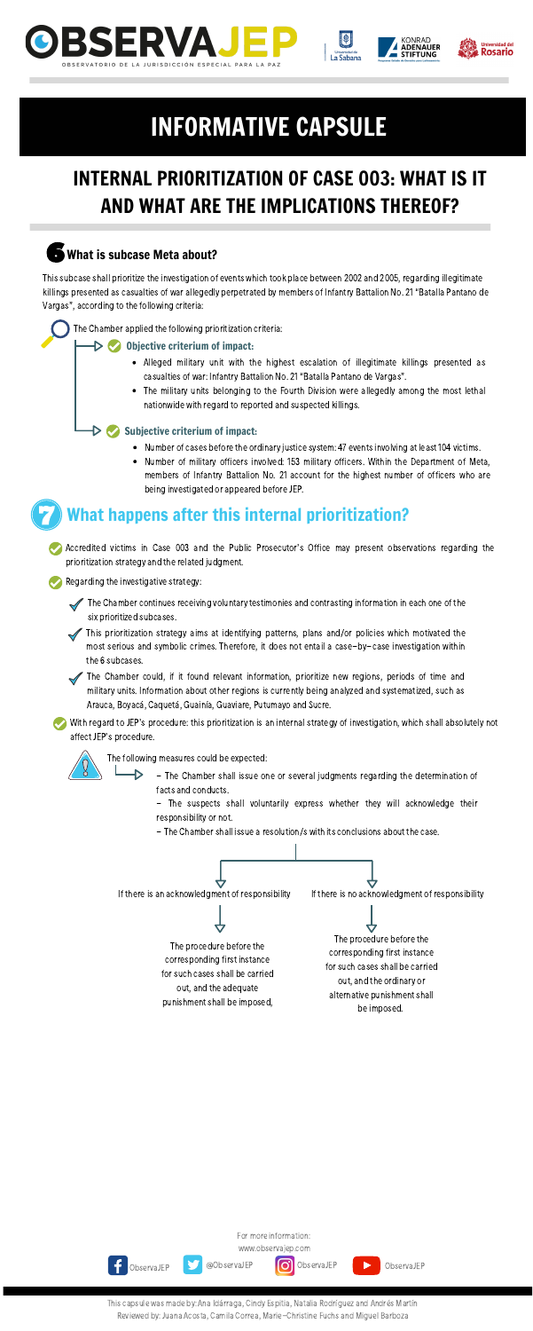# INFORMATIVE CAPSULE

## INTERNAL PRIORITIZATION OF CASE 003: WHAT IS IT AND WHAT ARE THE IMPLICATIONS THEREOF?

### 6 What is subcase Meta about?

This subcase shall prioritize the investigation of events which took place between 2002 and 2005, regarding illegitimate killings presented as casualties of war allegedly perpetrated by members of Infantry Battalion No. 21 "Batalla Pantano de Vargas", according to the following criteria:

The Chamber applied the following prioritization criteria:

**Objective criterium of impact:**

- Alleged military unit with the highest escalation of illegitimate killings presented as casualties of war: Infantry Battalion No. 21 "Batalla Pantano de Vargas".
- The military units belonging to the Fourth Division were allegedly among the most lethal nationwide with regard to reported and suspected killings.

**Subjective criterium of impact:**

- Number of cases before the ordinary justice system: 47 events involving at least 104 victims.
- Number of military officers involved: 153 military officers. Within the Department of Meta, members of Infantry Battalion No. 21 account for the highest number of officers who are being investigated or appeared before JEP.

### 7 What happens after this internal prioritization?

- Accredited victims in Case 003 and the Public Prosecutor's Office may present observations regarding the prioritization strategy and the related judgment.
- Regarding the investigative strategy:
  - The Chamber continues receiving voluntary testimonies and contrasting information in each one of the six prioritized subcases.
  - This prioritization strategy aims at identifying patterns, plans and/or policies which motivated the most serious and symbolic crimes. Therefore, it does not entail a case-by-case investigation within the 6 subcases.
  - The Chamber could, if it found relevant information, prioritize new regions, periods of time and military units. Information about other regions is currently being analyzed and systematized, such as Arauca, Boyacá, Caquetá, Guainía, Guaviare, Putumayo and Sucre.
- With regard to JEP's procedure: this prioritization is an internal strategy of investigation, which shall absolutely not affect JEP's procedure.

The following measures could be expected:

- The Chamber shall issue one or several judgments regarding the determination of facts and conducts.
- The suspects shall voluntarily express whether they will acknowledge their responsibility or not.
- The Chamber shall issue a resolution/s with its conclusions about the case.

If there is an acknowledgment of responsibility → The procedure before the corresponding first instance for such cases shall be carried out, and the adequate punishment shall be imposed.

If there is no acknowledgment of responsibility → The procedure before the corresponding first instance for such cases shall be carried out, and the ordinary or alternative punishment shall be imposed.

For more information:
www.observajep.com

ObservaJEP | @ObservaJEP | ObservaJEP | ObservaJEP

This capsule was made by: Ana Idárraga, Cindy Espitia, Natalia Rodríguez and Andrés Martín
Reviewed by: Juana Acosta, Camila Correa, Marie-Christine Fuchs and Miguel Barboza